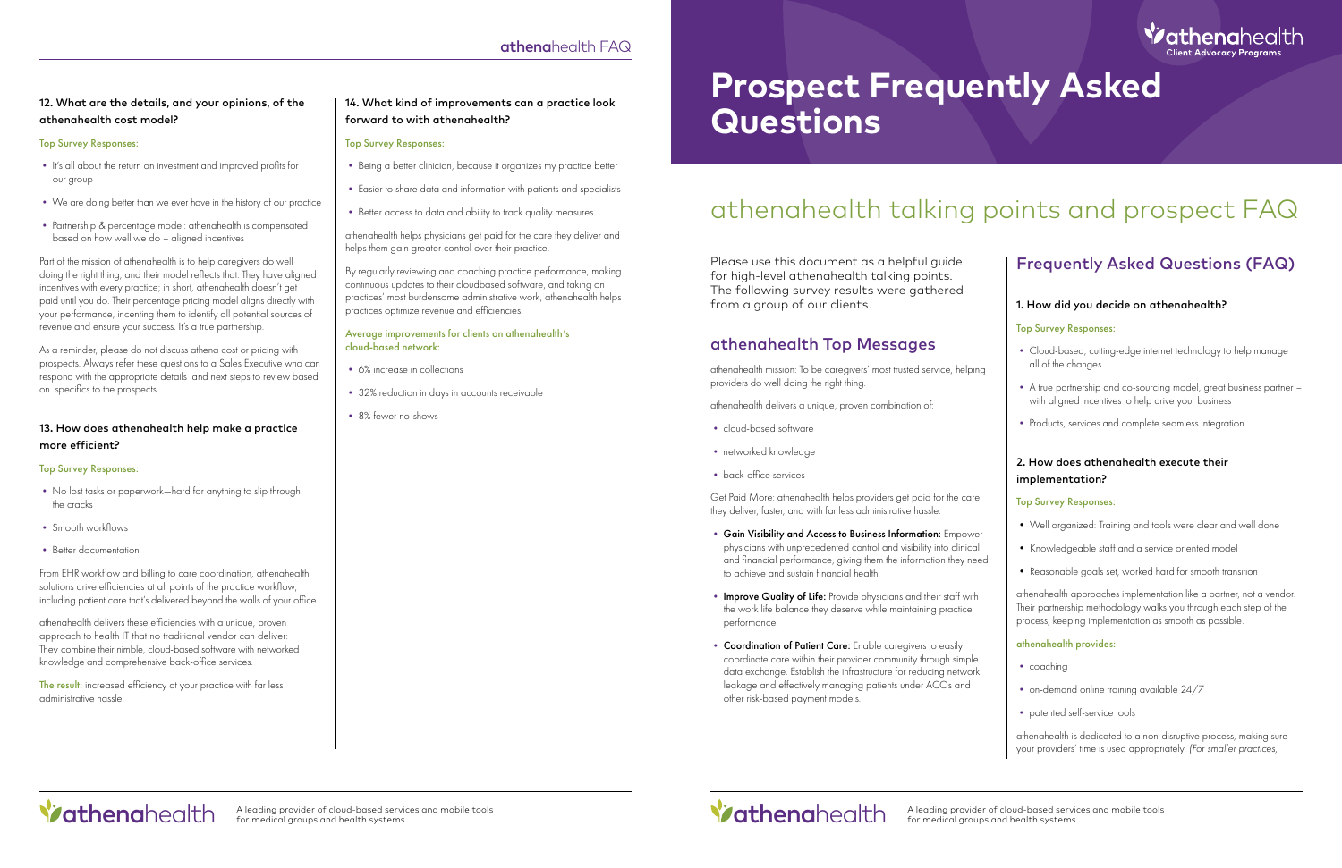# Prospect Frequently Asked Questions

athenahealth Client Advocacy Programs

## athenahealth talking points and prospect FAQ

Please use this document as a helpful guide for high-level athenahealth talking points. The following survey results were gathered from a group of our clients.

### athenahealth Top Messages

athenahealth mission: To be caregivers' most trusted service, helping providers do well doing the right thing.

athenahealth delivers a unique, proven combination of:

- cloud-based software
- networked knowledge
- back-office services

Get Paid More: athenahealth helps providers get paid for the care they deliver, faster, and with far less administrative hassle.

- **Gain Visibility and Access to Business Information:** Empower physicians with unprecedented control and visibility into clinical and financial performance, giving them the information they need to achieve and sustain financial health.
- **Improve Quality of Life:** Provide physicians and their staff with the work life balance they deserve while maintaining practice performance.
- **Coordination of Patient Care:** Enable caregivers to easily coordinate care within their provider community through simple data exchange. Establish the infrastructure for reducing network leakage and effectively managing patients under ACOs and other risk-based payment models.

## Frequently Asked Questions (FAQ)

### 1. How did you decide on athenahealth?

Top Survey Responses:

- Cloud-based, cutting-edge internet technology to help manage all of the changes
- A true partnership and co-sourcing model, great business partner – with aligned incentives to help drive your business
- Products, services and complete seamless integration

### 2. How does athenahealth execute their implementation?

Top Survey Responses:

- Well organized: Training and tools were clear and well done
- Knowledgeable staff and a service oriented model
- Reasonable goals set, worked hard for smooth transition

athenahealth approaches implementation like a partner, not a vendor. Their partnership methodology walks you through each step of the process, keeping implementation as smooth as possible.

athenahealth provides:

- coaching
- on-demand online training available 24/7
- patented self-service tools

athenahealth is dedicated to a non-disruptive process, making sure your providers' time is used appropriately. *(For smaller practices,*

### 12. What are the details, and your opinions, of the athenahealth cost model?

Top Survey Responses:

- It's all about the return on investment and improved profits for our group
- We are doing better than we ever have in the history of our practice
- Partnership & percentage model: athenahealth is compensated based on how well we do – aligned incentives

Part of the mission of athenahealth is to help caregivers do well doing the right thing, and their model reflects that. They have aligned incentives with every practice; in short, athenahealth doesn't get paid until you do. Their percentage pricing model aligns directly with your performance, incenting them to identify all potential sources of revenue and ensure your success. It's a true partnership.

As a reminder, please do not discuss athena cost or pricing with prospects. Always refer these questions to a Sales Executive who can respond with the appropriate details and next steps to review based on specifics to the prospects.

### 13. How does athenahealth help make a practice more efficient?

Top Survey Responses:

- No lost tasks or paperwork—hard for anything to slip through the cracks
- Smooth workflows
- Better documentation

From EHR workflow and billing to care coordination, athenahealth solutions drive efficiencies at all points of the practice workflow, including patient care that's delivered beyond the walls of your office.

athenahealth delivers these efficiencies with a unique, proven approach to health IT that no traditional vendor can deliver: They combine their nimble, cloud-based software with networked knowledge and comprehensive back-office services.

The result: increased efficiency at your practice with far less administrative hassle.

### 14. What kind of improvements can a practice look forward to with athenahealth?

Top Survey Responses:

- Being a better clinician, because it organizes my practice better
- Easier to share data and information with patients and specialists
- Better access to data and ability to track quality measures

athenahealth helps physicians get paid for the care they deliver and helps them gain greater control over their practice.

By regularly reviewing and coaching practice performance, making continuous updates to their cloudbased software, and taking on practices' most burdensome administrative work, athenahealth helps practices optimize revenue and efficiencies.

Average improvements for clients on athenahealth's cloud-based network:

- 6% increase in collections
- 32% reduction in days in accounts receivable
- 8% fewer no-shows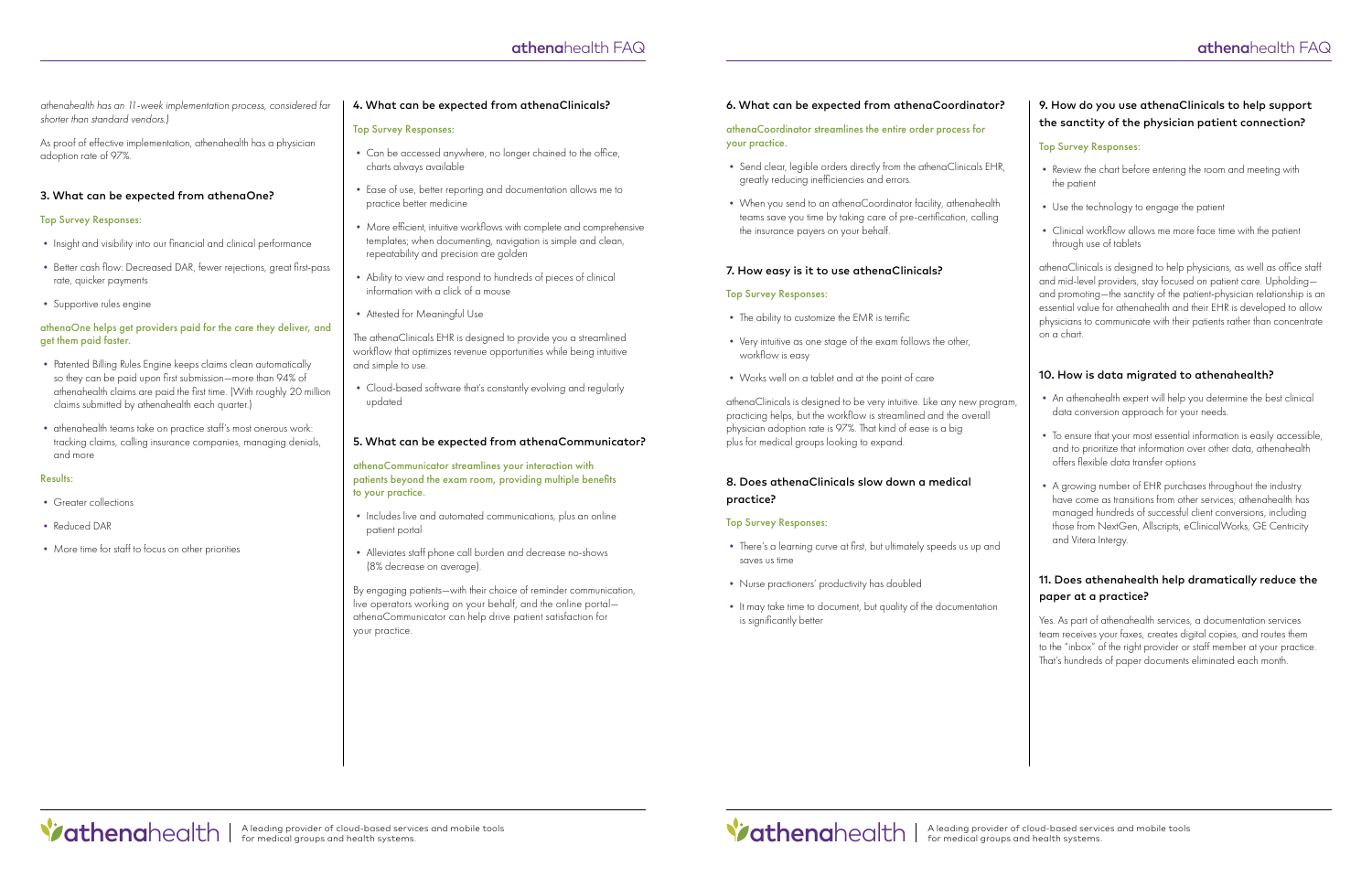*athenahealth has an 11-week implementation process, considered far shorter than standard vendors.)*

As proof of effective implementation, athenahealth has a physician adoption rate of 97%.

### 3. What can be expected from athenaOne?

**Top Survey Responses:**

- Insight and visibility into our financial and clinical performance
- Better cash flow: Decreased DAR, fewer rejections, great first-pass rate, quicker payments
- Supportive rules engine

**athenaOne helps get providers paid for the care they deliver, and get them paid faster.**

- Patented Billing Rules Engine keeps claims clean automatically so they can be paid upon first submission—more than 94% of athenahealth claims are paid the first time. (With roughly 20 million claims submitted by athenahealth each quarter.)
- athenahealth teams take on practice staff's most onerous work: tracking claims, calling insurance companies, managing denials, and more

**Results:**

- Greater collections
- Reduced DAR
- More time for staff to focus on other priorities

### 4. What can be expected from athenaClinicals?

**Top Survey Responses:**

- Can be accessed anywhere, no longer chained to the office, charts always available
- Ease of use, better reporting and documentation allows me to practice better medicine
- More efficient, intuitive workflows with complete and comprehensive templates; when documenting, navigation is simple and clean, repeatability and precision are golden
- Ability to view and respond to hundreds of pieces of clinical information with a click of a mouse
- Attested for Meaningful Use

The athenaClinicals EHR is designed to provide you a streamlined workflow that optimizes revenue opportunities while being intuitive and simple to use.

- Cloud-based software that's constantly evolving and regularly updated

### 5. What can be expected from athenaCommunicator?

**athenaCommunicator streamlines your interaction with patients beyond the exam room, providing multiple benefits to your practice.**

- Includes live and automated communications, plus an online patient portal
- Alleviates staff phone call burden and decrease no-shows (8% decrease on average).

By engaging patients—with their choice of reminder communication, live operators working on your behalf, and the online portal—athenaCommunicator can help drive patient satisfaction for your practice.

### 6. What can be expected from athenaCoordinator?

**athenaCoordinator streamlines the entire order process for your practice.**

- Send clear, legible orders directly from the athenaClinicals EHR, greatly reducing inefficiencies and errors.
- When you send to an athenaCoordinator facility, athenahealth teams save you time by taking care of pre-certification, calling the insurance payers on your behalf.

### 7. How easy is it to use athenaClinicals?

**Top Survey Responses:**

- The ability to customize the EMR is terrific
- Very intuitive as one stage of the exam follows the other, workflow is easy
- Works well on a tablet and at the point of care

athenaClinicals is designed to be very intuitive. Like any new program, practicing helps, but the workflow is streamlined and the overall physician adoption rate is 97%. That kind of ease is a big plus for medical groups looking to expand.

### 8. Does athenaClinicals slow down a medical practice?

**Top Survey Responses:**

- There's a learning curve at first, but ultimately speeds us up and saves us time
- Nurse practioners' productivity has doubled
- It may take time to document, but quality of the documentation is significantly better

### 9. How do you use athenaClinicals to help support the sanctity of the physician patient connection?

**Top Survey Responses:**

- Review the chart before entering the room and meeting with the patient
- Use the technology to engage the patient
- Clinical workflow allows me more face time with the patient through use of tablets

athenaClinicals is designed to help physicians, as well as office staff and mid-level providers, stay focused on patient care. Upholding—and promoting—the sanctity of the patient-physician relationship is an essential value for athenahealth and their EHR is developed to allow physicians to communicate with their patients rather than concentrate on a chart.

### 10. How is data migrated to athenahealth?

- An athenahealth expert will help you determine the best clinical data conversion approach for your needs.
- To ensure that your most essential information is easily accessible, and to prioritize that information over other data, athenahealth offers flexible data transfer options
- A growing number of EHR purchases throughout the industry have come as transitions from other services; athenahealth has managed hundreds of successful client conversions, including those from NextGen, Allscripts, eClinicalWorks, GE Centricity and Vitera Intergy.

### 11. Does athenahealth help dramatically reduce the paper at a practice?

Yes. As part of athenahealth services, a documentation services team receives your faxes, creates digital copies, and routes them to the "inbox" of the right provider or staff member at your practice. That's hundreds of paper documents eliminated each month.